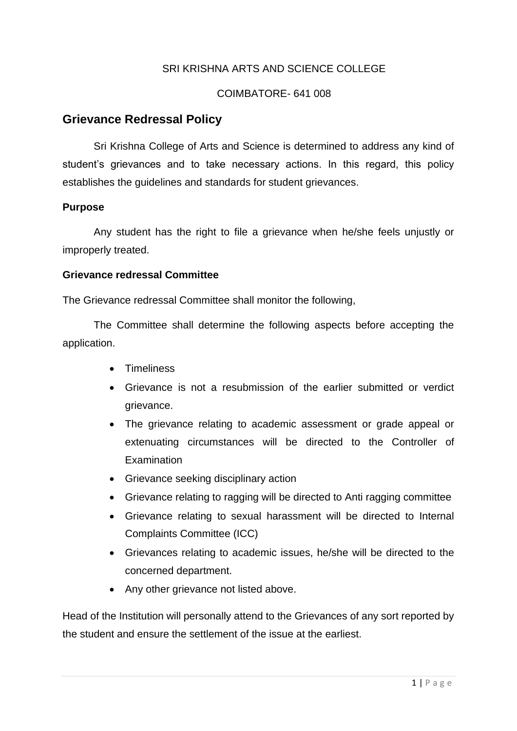SRI KRISHNA ARTS AND SCIENCE COLLEGE

COIMBATORE- 641 008

## Grievance Redressal Policy

Sri Krishna College of Arts and Science is determined to address any kind of student's grievances and to take necessary actions. In this regard, this policy establishes the guidelines and standards for student grievances.

**Purpose**

Any student has the right to file a grievance when he/she feels unjustly or improperly treated.

**Grievance redressal Committee**

The Grievance redressal Committee shall monitor the following,

The Committee shall determine the following aspects before accepting the application.

- Timeliness
- Grievance is not a resubmission of the earlier submitted or verdict grievance.
- The grievance relating to academic assessment or grade appeal or extenuating circumstances will be directed to the Controller of Examination
- Grievance seeking disciplinary action
- Grievance relating to ragging will be directed to Anti ragging committee
- Grievance relating to sexual harassment will be directed to Internal Complaints Committee (ICC)
- Grievances relating to academic issues, he/she will be directed to the concerned department.
- Any other grievance not listed above.

Head of the Institution will personally attend to the Grievances of any sort reported by the student and ensure the settlement of the issue at the earliest.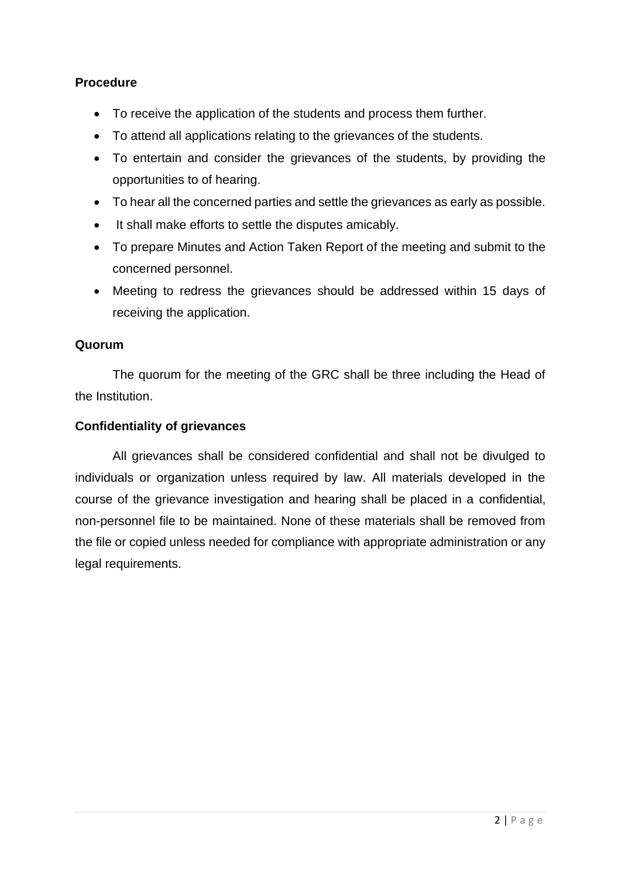**Procedure**

- To receive the application of the students and process them further.
- To attend all applications relating to the grievances of the students.
- To entertain and consider the grievances of the students, by providing the opportunities to of hearing.
- To hear all the concerned parties and settle the grievances as early as possible.
- It shall make efforts to settle the disputes amicably.
- To prepare Minutes and Action Taken Report of the meeting and submit to the concerned personnel.
- Meeting to redress the grievances should be addressed within 15 days of receiving the application.

**Quorum**

The quorum for the meeting of the GRC shall be three including the Head of the Institution.

**Confidentiality of grievances**

All grievances shall be considered confidential and shall not be divulged to individuals or organization unless required by law. All materials developed in the course of the grievance investigation and hearing shall be placed in a confidential, non-personnel file to be maintained. None of these materials shall be removed from the file or copied unless needed for compliance with appropriate administration or any legal requirements.